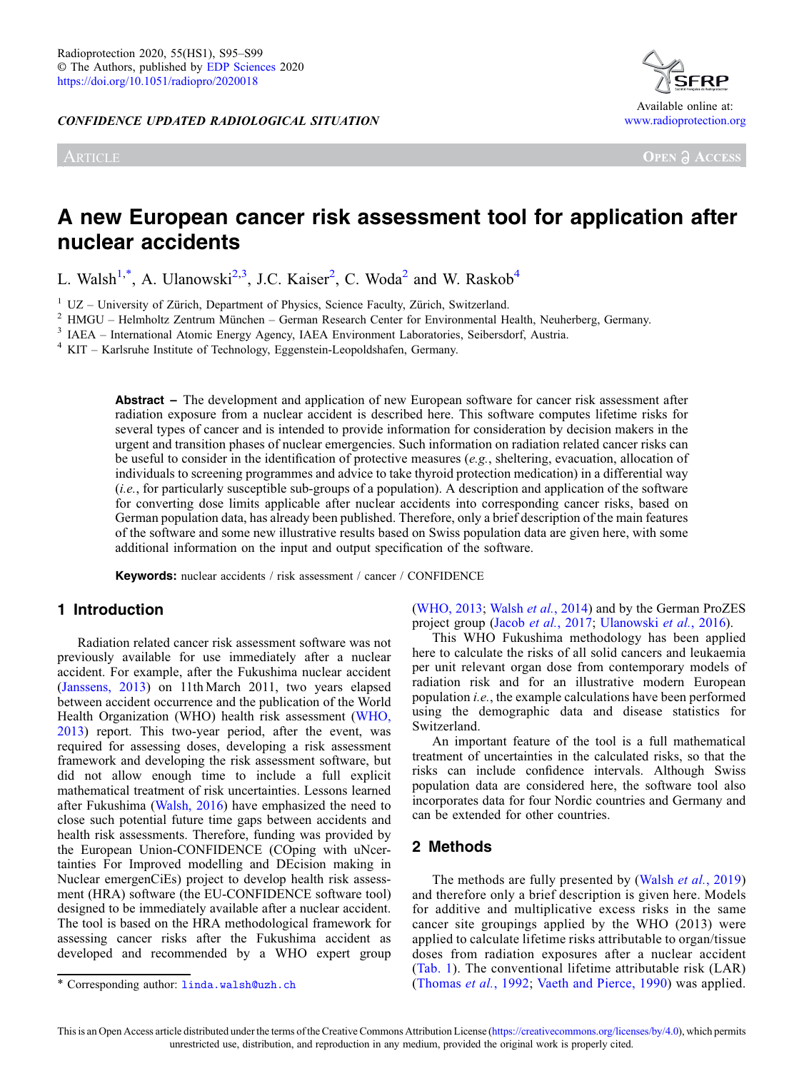CONFIDENCE UPDATED RADIOLOGICAL SITUATION

ARTICLE

# A new European cancer risk assessment tool for application after nuclear accidents

L. Walsh[1,*], A. Ulanowski[2,3], J.C. Kaiser[2], C. Woda[2] and W. Raskob[4]

[1] UZ – University of Zürich, Department of Physics, Science Faculty, Zürich, Switzerland.
[2] HMGU – Helmholtz Zentrum München – German Research Center for Environmental Health, Neuherberg, Germany.
[3] IAEA – International Atomic Energy Agency, IAEA Environment Laboratories, Seibersdorf, Austria.
[4] KIT – Karlsruhe Institute of Technology, Eggenstein-Leopoldshafen, Germany.

**Abstract –** The development and application of new European software for cancer risk assessment after radiation exposure from a nuclear accident is described here. This software computes lifetime risks for several types of cancer and is intended to provide information for consideration by decision makers in the urgent and transition phases of nuclear emergencies. Such information on radiation related cancer risks can be useful to consider in the identification of protective measures (*e.g.*, sheltering, evacuation, allocation of individuals to screening programmes and advice to take thyroid protection medication) in a differential way (*i.e.*, for particularly susceptible sub-groups of a population). A description and application of the software for converting dose limits applicable after nuclear accidents into corresponding cancer risks, based on German population data, has already been published. Therefore, only a brief description of the main features of the software and some new illustrative results based on Swiss population data are given here, with some additional information on the input and output specification of the software.

**Keywords:** nuclear accidents / risk assessment / cancer / CONFIDENCE

## 1 Introduction

Radiation related cancer risk assessment software was not previously available for use immediately after a nuclear accident. For example, after the Fukushima nuclear accident (Janssens, 2013) on 11th March 2011, two years elapsed between accident occurrence and the publication of the World Health Organization (WHO) health risk assessment (WHO, 2013) report. This two-year period, after the event, was required for assessing doses, developing a risk assessment framework and developing the risk assessment software, but did not allow enough time to include a full explicit mathematical treatment of risk uncertainties. Lessons learned after Fukushima (Walsh, 2016) have emphasized the need to close such potential future time gaps between accidents and health risk assessments. Therefore, funding was provided by the European Union-CONFIDENCE (COping with uNcertainties For Improved modelling and DEcision making in Nuclear emergenCiEs) project to develop health risk assessment (HRA) software (the EU-CONFIDENCE software tool) designed to be immediately available after a nuclear accident. The tool is based on the HRA methodological framework for assessing cancer risks after the Fukushima accident as developed and recommended by a WHO expert group (WHO, 2013; Walsh *et al.*, 2014) and by the German ProZES project group (Jacob *et al.*, 2017; Ulanowski *et al.*, 2016).

This WHO Fukushima methodology has been applied here to calculate the risks of all solid cancers and leukaemia per unit relevant organ dose from contemporary models of radiation risk and for an illustrative modern European population *i.e.*, the example calculations have been performed using the demographic data and disease statistics for Switzerland.

An important feature of the tool is a full mathematical treatment of uncertainties in the calculated risks, so that the risks can include confidence intervals. Although Swiss population data are considered here, the software tool also incorporates data for four Nordic countries and Germany and can be extended for other countries.

## 2 Methods

The methods are fully presented by (Walsh *et al.*, 2019) and therefore only a brief description is given here. Models for additive and multiplicative excess risks in the same cancer site groupings applied by the WHO (2013) were applied to calculate lifetime risks attributable to organ/tissue doses from radiation exposures after a nuclear accident (Tab. 1). The conventional lifetime attributable risk (LAR) (Thomas *et al.*, 1992; Vaeth and Pierce, 1990) was applied.

* Corresponding author: linda.walsh@uzh.ch

This is an Open Access article distributed under the terms of the Creative Commons Attribution License (https://creativecommons.org/licenses/by/4.0), which permits unrestricted use, distribution, and reproduction in any medium, provided the original work is properly cited.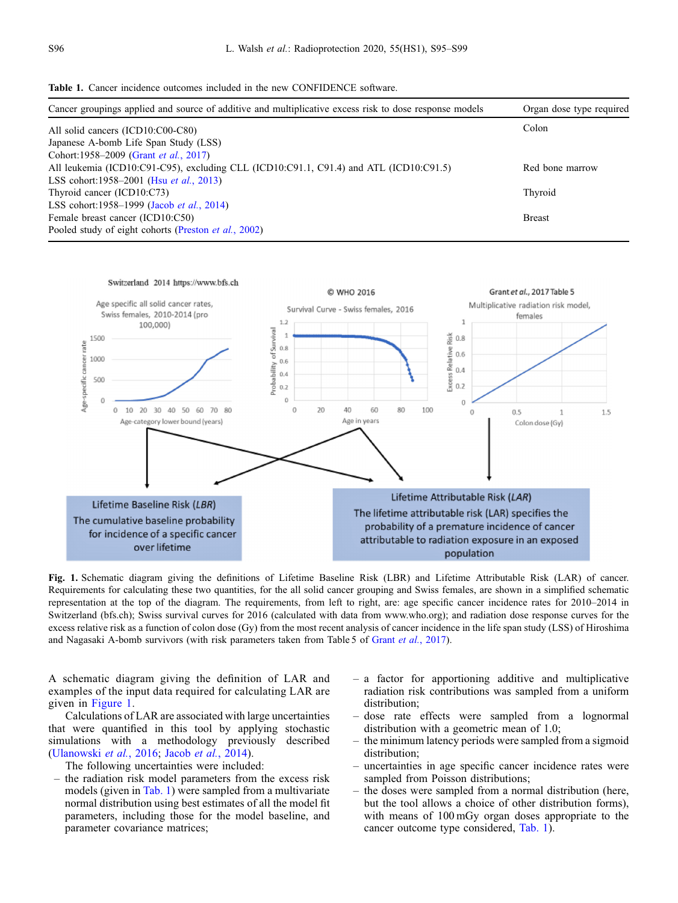**Table 1.** Cancer incidence outcomes included in the new CONFIDENCE software.

| Cancer groupings applied and source of additive and multiplicative excess risk to dose response models | Organ dose type required |
|---|---|
| All solid cancers (ICD10:C00-C80)<br>Japanese A-bomb Life Span Study (LSS)<br>Cohort:1958–2009 (Grant *et al.*, 2017) | Colon |
| All leukemia (ICD10:C91-C95), excluding CLL (ICD10:C91.1, C91.4) and ATL (ICD10:C91.5)<br>LSS cohort:1958–2001 (Hsu *et al.*, 2013) | Red bone marrow |
| Thyroid cancer (ICD10:C73)<br>LSS cohort:1958–1999 (Jacob *et al.*, 2014) | Thyroid |
| Female breast cancer (ICD10:C50)<br>Pooled study of eight cohorts (Preston *et al.*, 2002) | Breast |

**Fig. 1.** Schematic diagram giving the definitions of Lifetime Baseline Risk (LBR) and Lifetime Attributable Risk (LAR) of cancer. Requirements for calculating these two quantities, for the all solid cancer grouping and Swiss females, are shown in a simplified schematic representation at the top of the diagram. The requirements, from left to right, are: age specific cancer incidence rates for 2010–2014 in Switzerland (bfs.ch); Swiss survival curves for 2016 (calculated with data from www.who.org); and radiation dose response curves for the excess relative risk as a function of colon dose (Gy) from the most recent analysis of cancer incidence in the life span study (LSS) of Hiroshima and Nagasaki A-bomb survivors (with risk parameters taken from Table 5 of Grant *et al.*, 2017).

A schematic diagram giving the definition of LAR and examples of the input data required for calculating LAR are given in Figure 1.

Calculations of LAR are associated with large uncertainties that were quantified in this tool by applying stochastic simulations with a methodology previously described (Ulanowski *et al.*, 2016; Jacob *et al.*, 2014).

The following uncertainties were included:

- the radiation risk model parameters from the excess risk models (given in Tab. 1) were sampled from a multivariate normal distribution using best estimates of all the model fit parameters, including those for the model baseline, and parameter covariance matrices;
- a factor for apportioning additive and multiplicative radiation risk contributions was sampled from a uniform distribution;
- dose rate effects were sampled from a lognormal distribution with a geometric mean of 1.0;
- the minimum latency periods were sampled from a sigmoid distribution;
- uncertainties in age specific cancer incidence rates were sampled from Poisson distributions;
- the doses were sampled from a normal distribution (here, but the tool allows a choice of other distribution forms), with means of 100 mGy organ doses appropriate to the cancer outcome type considered, Tab. 1).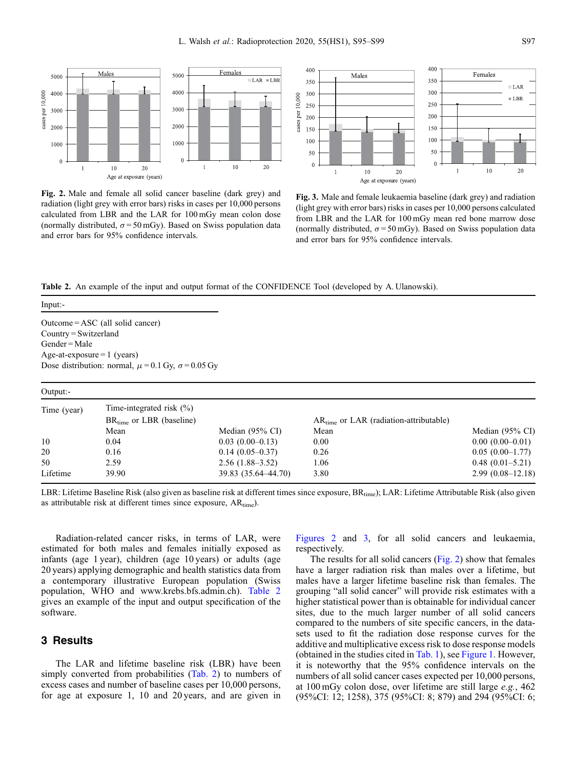**Fig. 2.** Male and female all solid cancer baseline (dark grey) and radiation (light grey with error bars) risks in cases per 10,000 persons calculated from LBR and the LAR for 100 mGy mean colon dose (normally distributed, $\sigma = 50$ mGy). Based on Swiss population data and error bars for 95% confidence intervals.

**Fig. 3.** Male and female leukaemia baseline (dark grey) and radiation (light grey with error bars) risks in cases per 10,000 persons calculated from LBR and the LAR for 100 mGy mean red bone marrow dose (normally distributed, $\sigma = 50$ mGy). Based on Swiss population data and error bars for 95% confidence intervals.

**Table 2.** An example of the input and output format of the CONFIDENCE Tool (developed by A. Ulanowski).

Input:-

Outcome = ASC (all solid cancer)
Country = Switzerland
Gender = Male
Age-at-exposure = 1 (years)
Dose distribution: normal, $\mu = 0.1$ Gy, $\sigma = 0.05$ Gy

Output:-

| Time (year) | Time-integrated risk (%) | | | |
|---|---|---|---|---|
| | $BR_{time}$ or LBR (baseline) | | $AR_{time}$ or LAR (radiation-attributable) | |
| | Mean | Median (95% CI) | Mean | Median (95% CI) |
| 10 | 0.04 | 0.03 (0.00–0.13) | 0.00 | 0.00 (0.00–0.01) |
| 20 | 0.16 | 0.14 (0.05–0.37) | 0.26 | 0.05 (0.00–1.77) |
| 50 | 2.59 | 2.56 (1.88–3.52) | 1.06 | 0.48 (0.01–5.21) |
| Lifetime | 39.90 | 39.83 (35.64–44.70) | 3.80 | 2.99 (0.08–12.18) |

LBR: Lifetime Baseline Risk (also given as baseline risk at different times since exposure, $BR_{time}$); LAR: Lifetime Attributable Risk (also given as attributable risk at different times since exposure, $AR_{time}$).

Radiation-related cancer risks, in terms of LAR, were estimated for both males and females initially exposed as infants (age 1 year), children (age 10 years) or adults (age 20 years) applying demographic and health statistics data from a contemporary illustrative European population (Swiss population, WHO and www.krebs.bfs.admin.ch). Table 2 gives an example of the input and output specification of the software.

## 3 Results

The LAR and lifetime baseline risk (LBR) have been simply converted from probabilities (Tab. 2) to numbers of excess cases and number of baseline cases per 10,000 persons, for age at exposure 1, 10 and 20 years, and are given in Figures 2 and 3, for all solid cancers and leukaemia, respectively.

The results for all solid cancers (Fig. 2) show that females have a larger radiation risk than males over a lifetime, but males have a larger lifetime baseline risk than females. The grouping "all solid cancer" will provide risk estimates with a higher statistical power than is obtainable for individual cancer sites, due to the much larger number of all solid cancers compared to the numbers of site specific cancers, in the datasets used to fit the radiation dose response curves for the additive and multiplicative excess risk to dose response models (obtained in the studies cited in Tab. 1), see Figure 1. However, it is noteworthy that the 95% confidence intervals on the numbers of all solid cancer cases expected per 10,000 persons, at 100 mGy colon dose, over lifetime are still large *e.g.*, 462 (95%CI: 12; 1258), 375 (95%CI: 8; 879) and 294 (95%CI: 6;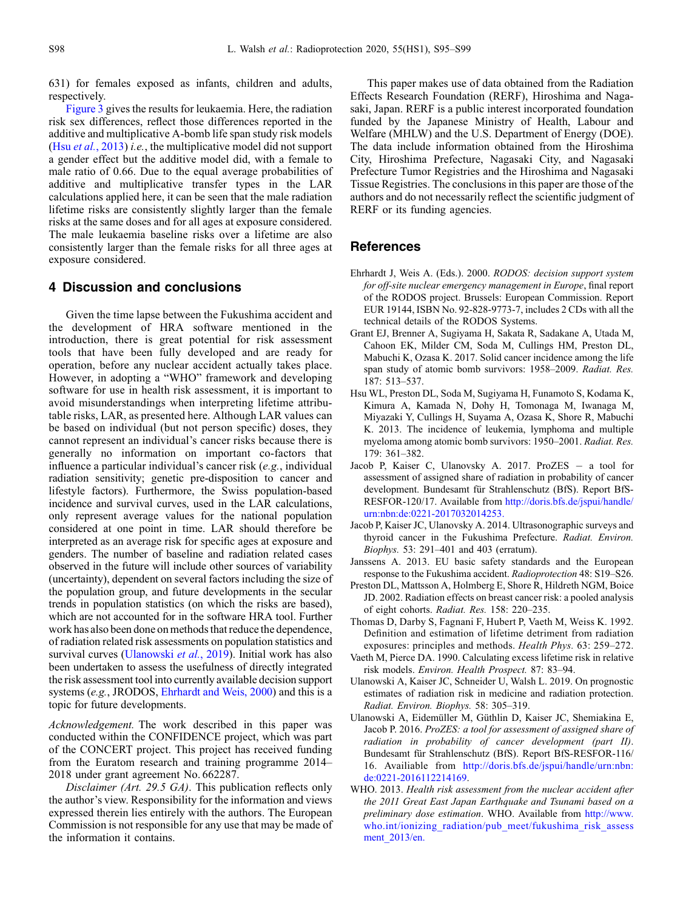631) for females exposed as infants, children and adults, respectively.

Figure 3 gives the results for leukaemia. Here, the radiation risk sex differences, reflect those differences reported in the additive and multiplicative A-bomb life span study risk models (Hsu *et al.*, 2013) *i.e.*, the multiplicative model did not support a gender effect but the additive model did, with a female to male ratio of 0.66. Due to the equal average probabilities of additive and multiplicative transfer types in the LAR calculations applied here, it can be seen that the male radiation lifetime risks are consistently slightly larger than the female risks at the same doses and for all ages at exposure considered. The male leukaemia baseline risks over a lifetime are also consistently larger than the female risks for all three ages at exposure considered.

## 4 Discussion and conclusions

Given the time lapse between the Fukushima accident and the development of HRA software mentioned in the introduction, there is great potential for risk assessment tools that have been fully developed and are ready for operation, before any nuclear accident actually takes place. However, in adopting a "WHO" framework and developing software for use in health risk assessment, it is important to avoid misunderstandings when interpreting lifetime attributable risks, LAR, as presented here. Although LAR values can be based on individual (but not person specific) doses, they cannot represent an individual's cancer risks because there is generally no information on important co-factors that influence a particular individual's cancer risk (*e.g.*, individual radiation sensitivity; genetic pre-disposition to cancer and lifestyle factors). Furthermore, the Swiss population-based incidence and survival curves, used in the LAR calculations, only represent average values for the national population considered at one point in time. LAR should therefore be interpreted as an average risk for specific ages at exposure and genders. The number of baseline and radiation related cases observed in the future will include other sources of variability (uncertainty), dependent on several factors including the size of the population group, and future developments in the secular trends in population statistics (on which the risks are based), which are not accounted for in the software HRA tool. Further work has also been done on methods that reduce the dependence, of radiation related risk assessments on population statistics and survival curves (Ulanowski *et al.*, 2019). Initial work has also been undertaken to assess the usefulness of directly integrated the risk assessment tool into currently available decision support systems (*e.g.*, JRODOS, Ehrhardt and Weis, 2000) and this is a topic for future developments.

*Acknowledgement.* The work described in this paper was conducted within the CONFIDENCE project, which was part of the CONCERT project. This project has received funding from the Euratom research and training programme 2014–2018 under grant agreement No. 662287.

*Disclaimer (Art. 29.5 GA).* This publication reflects only the author's view. Responsibility for the information and views expressed therein lies entirely with the authors. The European Commission is not responsible for any use that may be made of the information it contains.

This paper makes use of data obtained from the Radiation Effects Research Foundation (RERF), Hiroshima and Nagasaki, Japan. RERF is a public interest incorporated foundation funded by the Japanese Ministry of Health, Labour and Welfare (MHLW) and the U.S. Department of Energy (DOE). The data include information obtained from the Hiroshima City, Hiroshima Prefecture, Nagasaki City, and Nagasaki Prefecture Tumor Registries and the Hiroshima and Nagasaki Tissue Registries. The conclusions in this paper are those of the authors and do not necessarily reflect the scientific judgment of RERF or its funding agencies.

## References

Ehrhardt J, Weis A. (Eds.). 2000. *RODOS: decision support system for off-site nuclear emergency management in Europe*, final report of the RODOS project. Brussels: European Commission. Report EUR 19144, ISBN No. 92-828-9773-7, includes 2 CDs with all the technical details of the RODOS Systems.

Grant EJ, Brenner A, Sugiyama H, Sakata R, Sadakane A, Utada M, Cahoon EK, Milder CM, Soda M, Cullings HM, Preston DL, Mabuchi K, Ozasa K. 2017. Solid cancer incidence among the life span study of atomic bomb survivors: 1958–2009. *Radiat. Res.* 187: 513–537.

Hsu WL, Preston DL, Soda M, Sugiyama H, Funamoto S, Kodama K, Kimura A, Kamada N, Dohy H, Tomonaga M, Iwanaga M, Miyazaki Y, Cullings H, Suyama A, Ozasa K, Shore R, Mabuchi K. 2013. The incidence of leukemia, lymphoma and multiple myeloma among atomic bomb survivors: 1950–2001. *Radiat. Res.* 179: 361–382.

Jacob P, Kaiser C, Ulanovsky A. 2017. ProZES – a tool for assessment of assigned share of radiation in probability of cancer development. Bundesamt für Strahlenschutz (BfS). Report BfS-RESFOR-120/17. Available from http://doris.bfs.de/jspui/handle/urn:nbn:de:0221-2017032014253.

Jacob P, Kaiser JC, Ulanovsky A. 2014. Ultrasonographic surveys and thyroid cancer in the Fukushima Prefecture. *Radiat. Environ. Biophys.* 53: 291–401 and 403 (erratum).

Janssens A. 2013. EU basic safety standards and the European response to the Fukushima accident. *Radioprotection* 48: S19–S26.

Preston DL, Mattsson A, Holmberg E, Shore R, Hildreth NGM, Boice JD. 2002. Radiation effects on breast cancer risk: a pooled analysis of eight cohorts. *Radiat. Res.* 158: 220–235.

Thomas D, Darby S, Fagnani F, Hubert P, Vaeth M, Weiss K. 1992. Definition and estimation of lifetime detriment from radiation exposures: principles and methods. *Health Phys.* 63: 259–272.

Vaeth M, Pierce DA. 1990. Calculating excess lifetime risk in relative risk models. *Environ. Health Prospect.* 87: 83–94.

Ulanowski A, Kaiser JC, Schneider U, Walsh L. 2019. On prognostic estimates of radiation risk in medicine and radiation protection. *Radiat. Environ. Biophys.* 58: 305–319.

Ulanowski A, Eidemüller M, Güthlin D, Kaiser JC, Shemiakina E, Jacob P. 2016. *ProZES: a tool for assessment of assigned share of radiation in probability of cancer development (part II)*. Bundesamt für Strahlenschutz (BfS). Report BfS-RESFOR-116/16. Availiable from http://doris.bfs.de/jspui/handle/urn:nbn:de:0221-2016112214169.

WHO. 2013. *Health risk assessment from the nuclear accident after the 2011 Great East Japan Earthquake and Tsunami based on a preliminary dose estimation*. WHO. Available from http://www.who.int/ionizing_radiation/pub_meet/fukushima_risk_assessment_2013/en.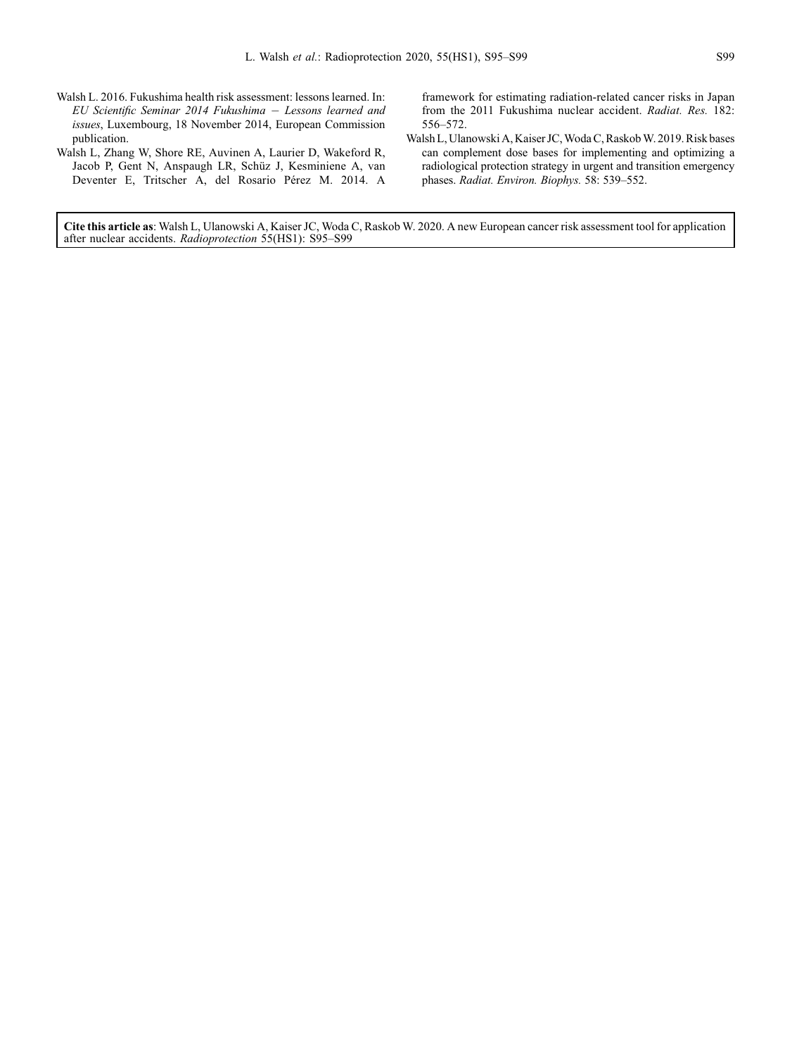Walsh L. 2016. Fukushima health risk assessment: lessons learned. In: *EU Scientific Seminar 2014 Fukushima – Lessons learned and issues*, Luxembourg, 18 November 2014, European Commission publication.

Walsh L, Zhang W, Shore RE, Auvinen A, Laurier D, Wakeford R, Jacob P, Gent N, Anspaugh LR, Schüz J, Kesminiene A, van Deventer E, Tritscher A, del Rosario Pérez M. 2014. A framework for estimating radiation-related cancer risks in Japan from the 2011 Fukushima nuclear accident. *Radiat. Res.* 182: 556–572.

Walsh L, Ulanowski A, Kaiser JC, Woda C, Raskob W. 2019. Risk bases can complement dose bases for implementing and optimizing a radiological protection strategy in urgent and transition emergency phases. *Radiat. Environ. Biophys.* 58: 539–552.

**Cite this article as**: Walsh L, Ulanowski A, Kaiser JC, Woda C, Raskob W. 2020. A new European cancer risk assessment tool for application after nuclear accidents. *Radioprotection* 55(HS1): S95–S99